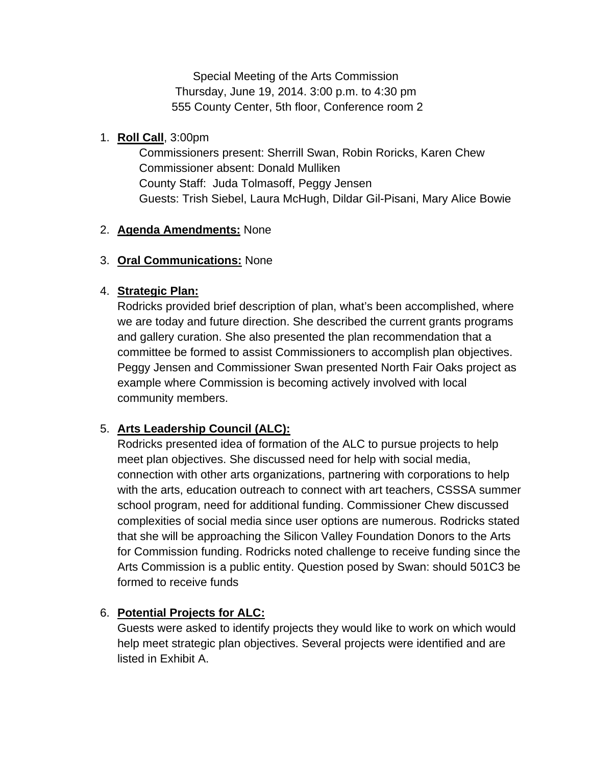Special Meeting of the Arts Commission
Thursday, June 19, 2014. 3:00 p.m. to 4:30 pm
555 County Center, 5th floor, Conference room 2

1. **Roll Call**, 3:00pm
   Commissioners present: Sherrill Swan, Robin Roricks, Karen Chew
   Commissioner absent: Donald Mulliken
   County Staff: Juda Tolmasoff, Peggy Jensen
   Guests: Trish Siebel, Laura McHugh, Dildar Gil-Pisani, Mary Alice Bowie

2. **Agenda Amendments:** None

3. **Oral Communications:** None

4. **Strategic Plan:**
   Rodricks provided brief description of plan, what's been accomplished, where we are today and future direction. She described the current grants programs and gallery curation. She also presented the plan recommendation that a committee be formed to assist Commissioners to accomplish plan objectives. Peggy Jensen and Commissioner Swan presented North Fair Oaks project as example where Commission is becoming actively involved with local community members.

5. **Arts Leadership Council (ALC):**
   Rodricks presented idea of formation of the ALC to pursue projects to help meet plan objectives. She discussed need for help with social media, connection with other arts organizations, partnering with corporations to help with the arts, education outreach to connect with art teachers, CSSSA summer school program, need for additional funding. Commissioner Chew discussed complexities of social media since user options are numerous. Rodricks stated that she will be approaching the Silicon Valley Foundation Donors to the Arts for Commission funding. Rodricks noted challenge to receive funding since the Arts Commission is a public entity. Question posed by Swan: should 501C3 be formed to receive funds

6. **Potential Projects for ALC:**
   Guests were asked to identify projects they would like to work on which would help meet strategic plan objectives. Several projects were identified and are listed in Exhibit A.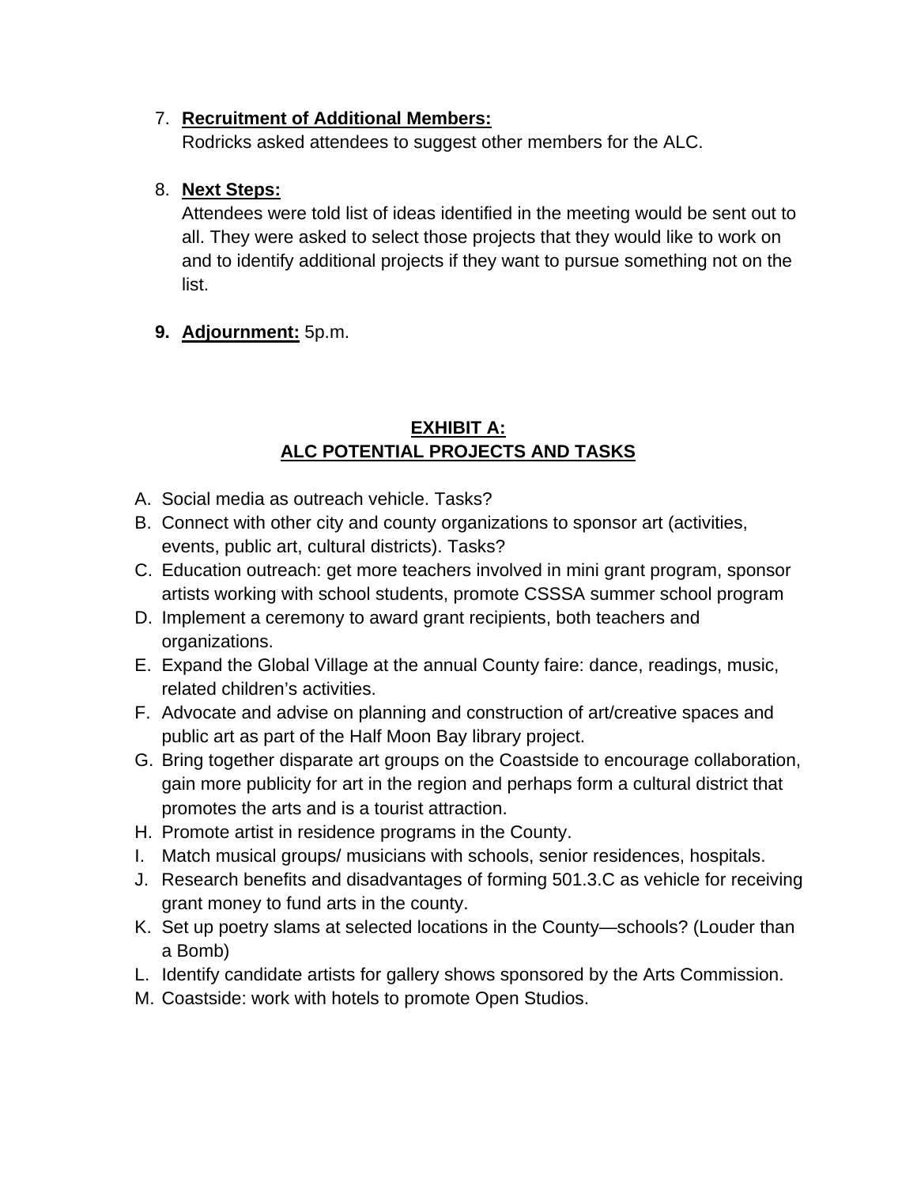7. **Recruitment of Additional Members:**
   Rodricks asked attendees to suggest other members for the ALC.

8. **Next Steps:**
   Attendees were told list of ideas identified in the meeting would be sent out to all. They were asked to select those projects that they would like to work on and to identify additional projects if they want to pursue something not on the list.

9. **Adjournment:** 5p.m.

## EXHIBIT A:
## ALC POTENTIAL PROJECTS AND TASKS

A. Social media as outreach vehicle. Tasks?
B. Connect with other city and county organizations to sponsor art (activities, events, public art, cultural districts). Tasks?
C. Education outreach: get more teachers involved in mini grant program, sponsor artists working with school students, promote CSSSA summer school program
D. Implement a ceremony to award grant recipients, both teachers and organizations.
E. Expand the Global Village at the annual County faire: dance, readings, music, related children's activities.
F. Advocate and advise on planning and construction of art/creative spaces and public art as part of the Half Moon Bay library project.
G. Bring together disparate art groups on the Coastside to encourage collaboration, gain more publicity for art in the region and perhaps form a cultural district that promotes the arts and is a tourist attraction.
H. Promote artist in residence programs in the County.
I. Match musical groups/ musicians with schools, senior residences, hospitals.
J. Research benefits and disadvantages of forming 501.3.C as vehicle for receiving grant money to fund arts in the county.
K. Set up poetry slams at selected locations in the County—schools? (Louder than a Bomb)
L. Identify candidate artists for gallery shows sponsored by the Arts Commission.
M. Coastside: work with hotels to promote Open Studios.